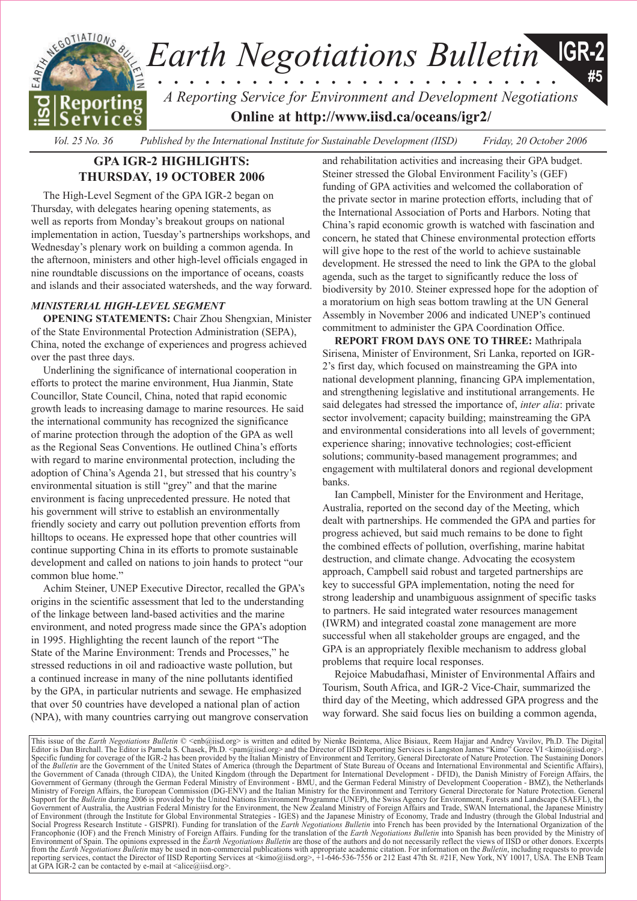# Earth Negotiations Bulletin

**IGR-2 #5**

*A Reporting Service for Environment and Development Negotiations*

**Online at http://www.iisd.ca/oceans/igr2/**

*Vol. 25 No. 36* *Published by the International Institute for Sustainable Development (IISD)* *Friday, 20 October 2006*

## GPA IGR-2 HIGHLIGHTS: THURSDAY, 19 OCTOBER 2006

The High-Level Segment of the GPA IGR-2 began on Thursday, with delegates hearing opening statements, as well as reports from Monday's breakout groups on national implementation in action, Tuesday's partnerships workshops, and Wednesday's plenary work on building a common agenda. In the afternoon, ministers and other high-level officials engaged in nine roundtable discussions on the importance of oceans, coasts and islands and their associated watersheds, and the way forward.

### *MINISTERIAL HIGH-LEVEL SEGMENT*

**OPENING STATEMENTS:** Chair Zhou Shengxian, Minister of the State Environmental Protection Administration (SEPA), China, noted the exchange of experiences and progress achieved over the past three days.

Underlining the significance of international cooperation in efforts to protect the marine environment, Hua Jianmin, State Councillor, State Council, China, noted that rapid economic growth leads to increasing damage to marine resources. He said the international community has recognized the significance of marine protection through the adoption of the GPA as well as the Regional Seas Conventions. He outlined China's efforts with regard to marine environmental protection, including the adoption of China's Agenda 21, but stressed that his country's environmental situation is still "grey" and that the marine environment is facing unprecedented pressure. He noted that his government will strive to establish an environmentally friendly society and carry out pollution prevention efforts from hilltops to oceans. He expressed hope that other countries will continue supporting China in its efforts to promote sustainable development and called on nations to join hands to protect "our common blue home."

Achim Steiner, UNEP Executive Director, recalled the GPA's origins in the scientific assessment that led to the understanding of the linkage between land-based activities and the marine environment, and noted progress made since the GPA's adoption in 1995. Highlighting the recent launch of the report "The State of the Marine Environment: Trends and Processes," he stressed reductions in oil and radioactive waste pollution, but a continued increase in many of the nine pollutants identified by the GPA, in particular nutrients and sewage. He emphasized that over 50 countries have developed a national plan of action (NPA), with many countries carrying out mangrove conservation and rehabilitation activities and increasing their GPA budget. Steiner stressed the Global Environment Facility's (GEF) funding of GPA activities and welcomed the collaboration of the private sector in marine protection efforts, including that of the International Association of Ports and Harbors. Noting that China's rapid economic growth is watched with fascination and concern, he stated that Chinese environmental protection efforts will give hope to the rest of the world to achieve sustainable development. He stressed the need to link the GPA to the global agenda, such as the target to significantly reduce the loss of biodiversity by 2010. Steiner expressed hope for the adoption of a moratorium on high seas bottom trawling at the UN General Assembly in November 2006 and indicated UNEP's continued commitment to administer the GPA Coordination Office.

**REPORT FROM DAYS ONE TO THREE:** Mathripala Sirisena, Minister of Environment, Sri Lanka, reported on IGR-2's first day, which focused on mainstreaming the GPA into national development planning, financing GPA implementation, and strengthening legislative and institutional arrangements. He said delegates had stressed the importance of, *inter alia*: private sector involvement; capacity building; mainstreaming the GPA and environmental considerations into all levels of government; experience sharing; innovative technologies; cost-efficient solutions; community-based management programmes; and engagement with multilateral donors and regional development banks.

Ian Campbell, Minister for the Environment and Heritage, Australia, reported on the second day of the Meeting, which dealt with partnerships. He commended the GPA and parties for progress achieved, but said much remains to be done to fight the combined effects of pollution, overfishing, marine habitat destruction, and climate change. Advocating the ecosystem approach, Campbell said robust and targeted partnerships are key to successful GPA implementation, noting the need for strong leadership and unambiguous assignment of specific tasks to partners. He said integrated water resources management (IWRM) and integrated coastal zone management are more successful when all stakeholder groups are engaged, and the GPA is an appropriately flexible mechanism to address global problems that require local responses.

Rejoice Mabudafhasi, Minister of Environmental Affairs and Tourism, South Africa, and IGR-2 Vice-Chair, summarized the third day of the Meeting, which addressed GPA progress and the way forward. She said focus lies on building a common agenda,

This issue of the *Earth Negotiations Bulletin* © <enb@iisd.org> is written and edited by Nienke Beintema, Alice Bisiaux, Reem Hajjar and Andrey Vavilov, Ph.D. The Digital Editor is Dan Birchall. The Editor is Pamela S. Chasek, Ph.D. <pam@iisd.org> and the Director of IISD Reporting Services is Langston James "Kimo" Goree VI <kimo@iisd.org>. Specific funding for coverage of the IGR-2 has been provided by the Italian Ministry of Environment and Territory, General Directorate of Nature Protection. The Sustaining Donors of the *Bulletin* are the Government of the United States of America (through the Department of State Bureau of Oceans and International Environmental and Scientific Affairs), the Government of Canada (through CIDA), the United Kingdom (through the Department for International Development - DFID), the Danish Ministry of Foreign Affairs, the Government of Germany (through the German Federal Ministry of Environment - BMU, and the German Federal Ministry of Development Cooperation - BMZ), the Netherlands Ministry of Foreign Affairs, the European Commission (DG-ENV) and the Italian Ministry for the Environment and Territory General Directorate for Nature Protection. General Support for the *Bulletin* during 2006 is provided by the United Nations Environment Programme (UNEP), the Swiss Agency for Environment, Forests and Landscape (SAEFL), the Government of Australia, the Austrian Federal Ministry for the Environment, the New Zealand Ministry of Foreign Affairs and Trade, SWAN International, the Japanese Ministry of Environment (through the Institute for Global Environmental Strategies - IGES) and the Japanese Ministry of Economy, Trade and Industry (through the Global Industrial and Social Progress Research Institute - GISPRI). Funding for translation of the *Earth Negotiations Bulletin* into French has been provided by the International Organization of the Francophonie (IOF) and the French Ministry of Foreign Affairs. Funding for the translation of the *Earth Negotiations Bulletin* into Spanish has been provided by the Ministry of Environment of Spain. The opinions expressed in the *Earth Negotiations Bulletin* are those of the authors and do not necessarily reflect the views of IISD or other donors. Excerpts from the *Earth Negotiations Bulletin* may be used in non-commercial publications with appropriate academic citation. For information on the *Bulletin*, including requests to provide reporting services, contact the Director of IISD Reporting Services at <kimo@iisd.org>, +1-646-536-7556 or 212 East 47th St. #21F, New York, NY 10017, USA. The ENB Team at GPA IGR-2 can be contacted by e-mail at <alice@iisd.org>.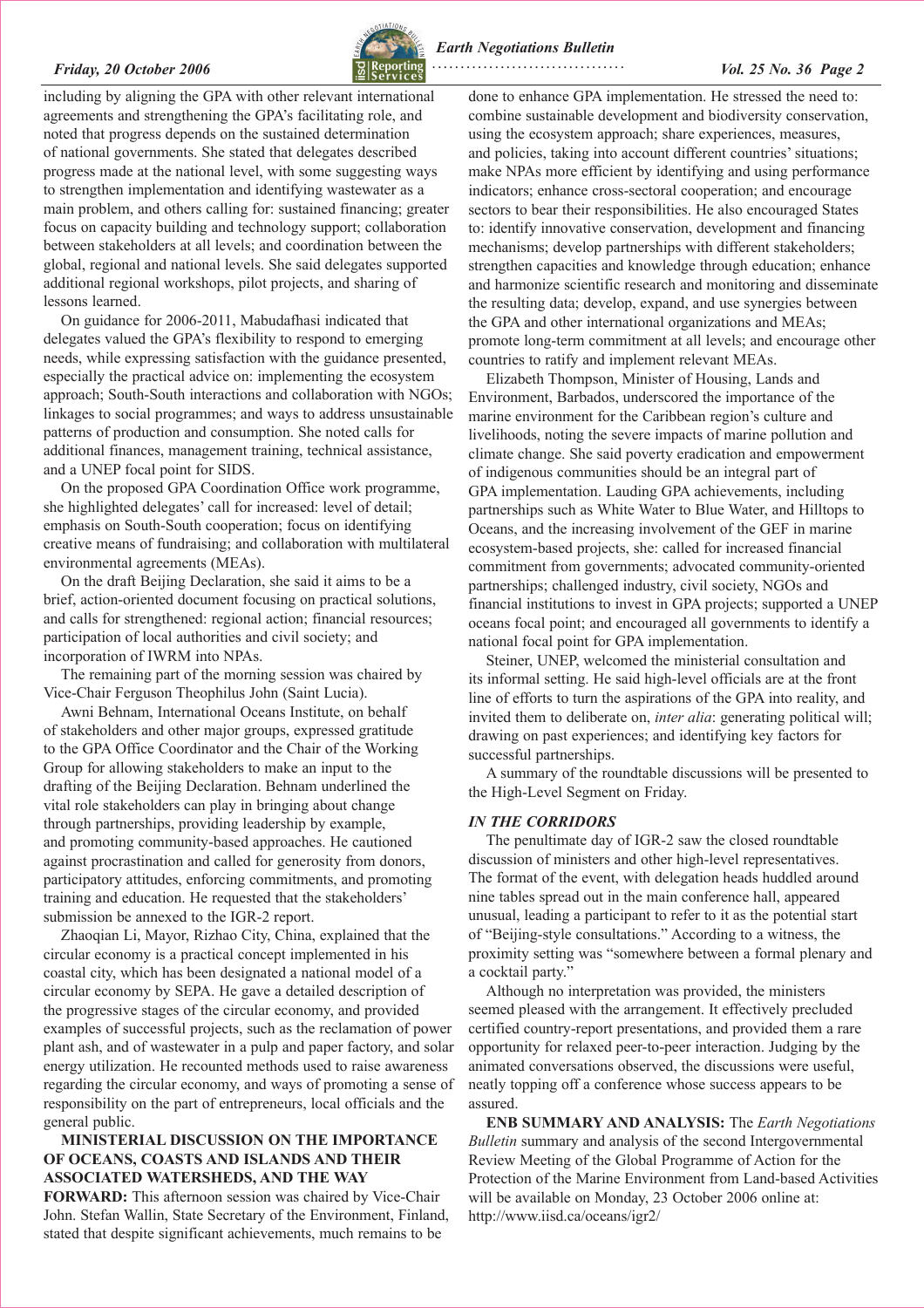including by aligning the GPA with other relevant international agreements and strengthening the GPA's facilitating role, and noted that progress depends on the sustained determination of national governments. She stated that delegates described progress made at the national level, with some suggesting ways to strengthen implementation and identifying wastewater as a main problem, and others calling for: sustained financing; greater focus on capacity building and technology support; collaboration between stakeholders at all levels; and coordination between the global, regional and national levels. She said delegates supported additional regional workshops, pilot projects, and sharing of lessons learned.

On guidance for 2006-2011, Mabudafhasi indicated that delegates valued the GPA's flexibility to respond to emerging needs, while expressing satisfaction with the guidance presented, especially the practical advice on: implementing the ecosystem approach; South-South interactions and collaboration with NGOs; linkages to social programmes; and ways to address unsustainable patterns of production and consumption. She noted calls for additional finances, management training, technical assistance, and a UNEP focal point for SIDS.

On the proposed GPA Coordination Office work programme, she highlighted delegates' call for increased: level of detail; emphasis on South-South cooperation; focus on identifying creative means of fundraising; and collaboration with multilateral environmental agreements (MEAs).

On the draft Beijing Declaration, she said it aims to be a brief, action-oriented document focusing on practical solutions, and calls for strengthened: regional action; financial resources; participation of local authorities and civil society; and incorporation of IWRM into NPAs.

The remaining part of the morning session was chaired by Vice-Chair Ferguson Theophilus John (Saint Lucia).

Awni Behnam, International Oceans Institute, on behalf of stakeholders and other major groups, expressed gratitude to the GPA Office Coordinator and the Chair of the Working Group for allowing stakeholders to make an input to the drafting of the Beijing Declaration. Behnam underlined the vital role stakeholders can play in bringing about change through partnerships, providing leadership by example, and promoting community-based approaches. He cautioned against procrastination and called for generosity from donors, participatory attitudes, enforcing commitments, and promoting training and education. He requested that the stakeholders' submission be annexed to the IGR-2 report.

Zhaoqian Li, Mayor, Rizhao City, China, explained that the circular economy is a practical concept implemented in his coastal city, which has been designated a national model of a circular economy by SEPA. He gave a detailed description of the progressive stages of the circular economy, and provided examples of successful projects, such as the reclamation of power plant ash, and of wastewater in a pulp and paper factory, and solar energy utilization. He recounted methods used to raise awareness regarding the circular economy, and ways of promoting a sense of responsibility on the part of entrepreneurs, local officials and the general public.

**MINISTERIAL DISCUSSION ON THE IMPORTANCE OF OCEANS, COASTS AND ISLANDS AND THEIR ASSOCIATED WATERSHEDS, AND THE WAY FORWARD:** This afternoon session was chaired by Vice-Chair John. Stefan Wallin, State Secretary of the Environment, Finland, stated that despite significant achievements, much remains to be done to enhance GPA implementation. He stressed the need to: combine sustainable development and biodiversity conservation, using the ecosystem approach; share experiences, measures, and policies, taking into account different countries' situations; make NPAs more efficient by identifying and using performance indicators; enhance cross-sectoral cooperation; and encourage sectors to bear their responsibilities. He also encouraged States to: identify innovative conservation, development and financing mechanisms; develop partnerships with different stakeholders; strengthen capacities and knowledge through education; enhance and harmonize scientific research and monitoring and disseminate the resulting data; develop, expand, and use synergies between the GPA and other international organizations and MEAs; promote long-term commitment at all levels; and encourage other countries to ratify and implement relevant MEAs.

Elizabeth Thompson, Minister of Housing, Lands and Environment, Barbados, underscored the importance of the marine environment for the Caribbean region's culture and livelihoods, noting the severe impacts of marine pollution and climate change. She said poverty eradication and empowerment of indigenous communities should be an integral part of GPA implementation. Lauding GPA achievements, including partnerships such as White Water to Blue Water, and Hilltops to Oceans, and the increasing involvement of the GEF in marine ecosystem-based projects, she: called for increased financial commitment from governments; advocated community-oriented partnerships; challenged industry, civil society, NGOs and financial institutions to invest in GPA projects; supported a UNEP oceans focal point; and encouraged all governments to identify a national focal point for GPA implementation.

Steiner, UNEP, welcomed the ministerial consultation and its informal setting. He said high-level officials are at the front line of efforts to turn the aspirations of the GPA into reality, and invited them to deliberate on, *inter alia*: generating political will; drawing on past experiences; and identifying key factors for successful partnerships.

A summary of the roundtable discussions will be presented to the High-Level Segment on Friday.

### *IN THE CORRIDORS*

The penultimate day of IGR-2 saw the closed roundtable discussion of ministers and other high-level representatives. The format of the event, with delegation heads huddled around nine tables spread out in the main conference hall, appeared unusual, leading a participant to refer to it as the potential start of "Beijing-style consultations." According to a witness, the proximity setting was "somewhere between a formal plenary and a cocktail party."

Although no interpretation was provided, the ministers seemed pleased with the arrangement. It effectively precluded certified country-report presentations, and provided them a rare opportunity for relaxed peer-to-peer interaction. Judging by the animated conversations observed, the discussions were useful, neatly topping off a conference whose success appears to be assured.

**ENB SUMMARY AND ANALYSIS:** The *Earth Negotiations Bulletin* summary and analysis of the second Intergovernmental Review Meeting of the Global Programme of Action for the Protection of the Marine Environment from Land-based Activities will be available on Monday, 23 October 2006 online at: http://www.iisd.ca/oceans/igr2/